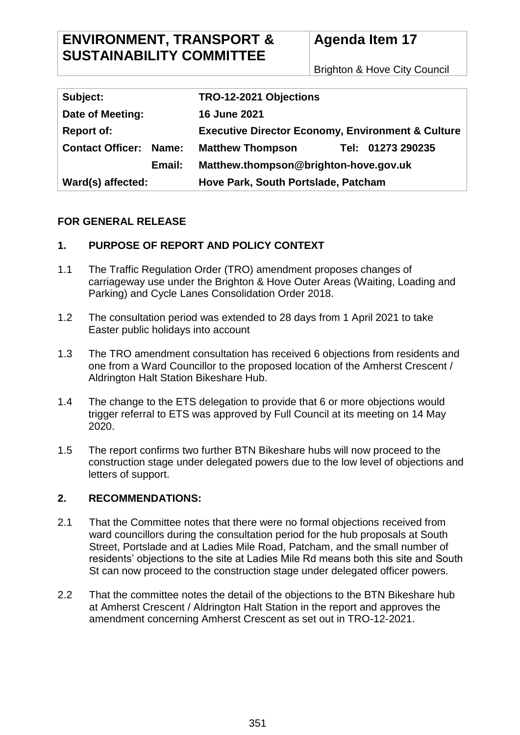| ENVIRONMENT, TRANSPORT & SUSTAINABILITY COMMITTEE | Agenda Item 17 |
|---|---|
| | Brighton & Hove City Council |

| | |
|---|---|
| **Subject:** | **TRO-12-2021 Objections** |
| **Date of Meeting:** | **16 June 2021** |
| **Report of:** | **Executive Director Economy, Environment & Culture** |
| **Contact Officer: Name:** | **Matthew Thompson Tel: 01273 290235** |
| **Email:** | **Matthew.thompson@brighton-hove.gov.uk** |
| **Ward(s) affected:** | **Hove Park, South Portslade, Patcham** |

**FOR GENERAL RELEASE**

## 1. PURPOSE OF REPORT AND POLICY CONTEXT

1.1 The Traffic Regulation Order (TRO) amendment proposes changes of carriageway use under the Brighton & Hove Outer Areas (Waiting, Loading and Parking) and Cycle Lanes Consolidation Order 2018.

1.2 The consultation period was extended to 28 days from 1 April 2021 to take Easter public holidays into account

1.3 The TRO amendment consultation has received 6 objections from residents and one from a Ward Councillor to the proposed location of the Amherst Crescent / Aldrington Halt Station Bikeshare Hub.

1.4 The change to the ETS delegation to provide that 6 or more objections would trigger referral to ETS was approved by Full Council at its meeting on 14 May 2020.

1.5 The report confirms two further BTN Bikeshare hubs will now proceed to the construction stage under delegated powers due to the low level of objections and letters of support.

## 2. RECOMMENDATIONS:

2.1 That the Committee notes that there were no formal objections received from ward councillors during the consultation period for the hub proposals at South Street, Portslade and at Ladies Mile Road, Patcham, and the small number of residents' objections to the site at Ladies Mile Rd means both this site and South St can now proceed to the construction stage under delegated officer powers.

2.2 That the committee notes the detail of the objections to the BTN Bikeshare hub at Amherst Crescent / Aldrington Halt Station in the report and approves the amendment concerning Amherst Crescent as set out in TRO-12-2021.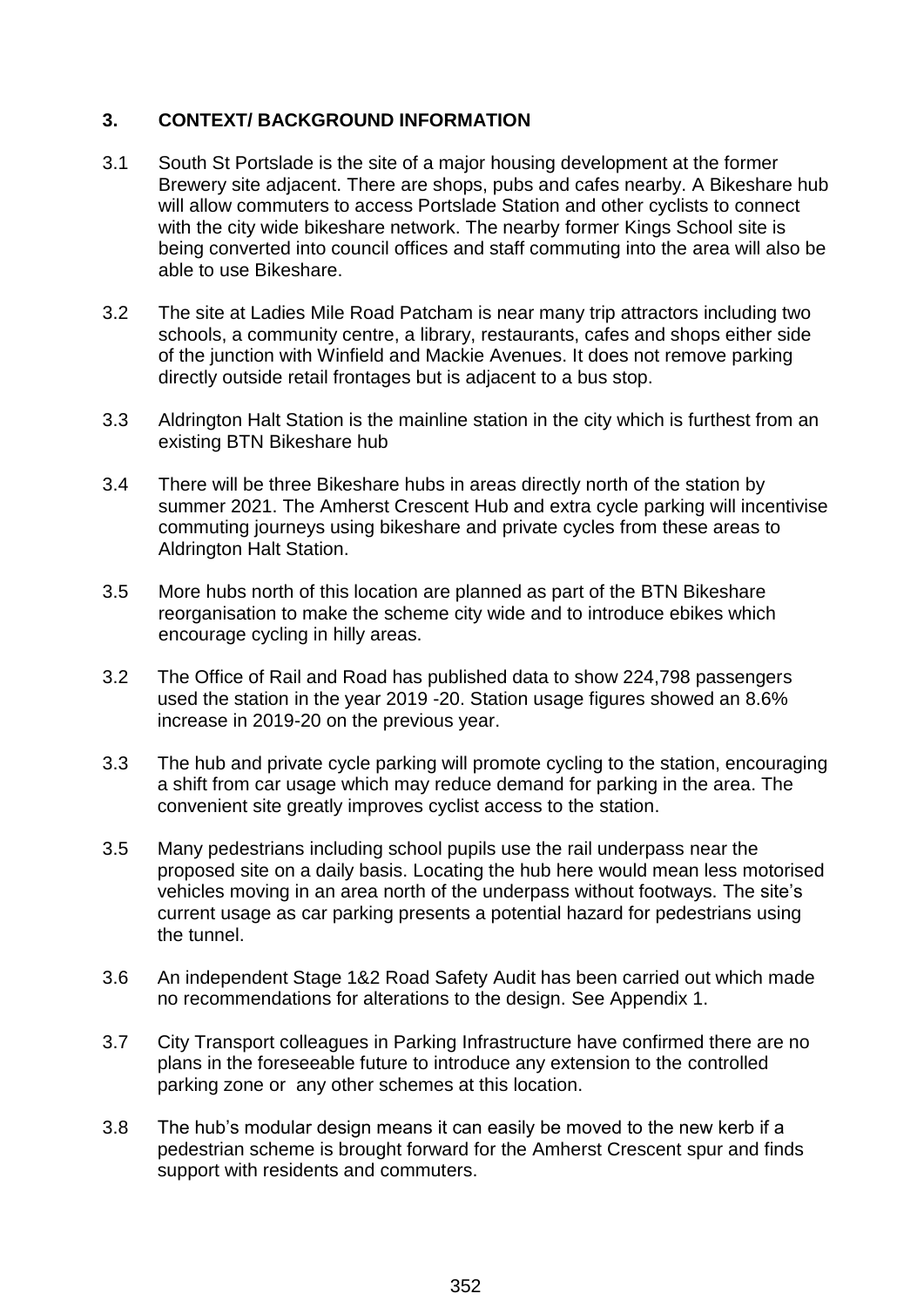## 3. CONTEXT/ BACKGROUND INFORMATION

3.1 South St Portslade is the site of a major housing development at the former Brewery site adjacent. There are shops, pubs and cafes nearby. A Bikeshare hub will allow commuters to access Portslade Station and other cyclists to connect with the city wide bikeshare network. The nearby former Kings School site is being converted into council offices and staff commuting into the area will also be able to use Bikeshare.

3.2 The site at Ladies Mile Road Patcham is near many trip attractors including two schools, a community centre, a library, restaurants, cafes and shops either side of the junction with Winfield and Mackie Avenues. It does not remove parking directly outside retail frontages but is adjacent to a bus stop.

3.3 Aldrington Halt Station is the mainline station in the city which is furthest from an existing BTN Bikeshare hub

3.4 There will be three Bikeshare hubs in areas directly north of the station by summer 2021. The Amherst Crescent Hub and extra cycle parking will incentivise commuting journeys using bikeshare and private cycles from these areas to Aldrington Halt Station.

3.5 More hubs north of this location are planned as part of the BTN Bikeshare reorganisation to make the scheme city wide and to introduce ebikes which encourage cycling in hilly areas.

3.2 The Office of Rail and Road has published data to show 224,798 passengers used the station in the year 2019 -20. Station usage figures showed an 8.6% increase in 2019-20 on the previous year.

3.3 The hub and private cycle parking will promote cycling to the station, encouraging a shift from car usage which may reduce demand for parking in the area. The convenient site greatly improves cyclist access to the station.

3.5 Many pedestrians including school pupils use the rail underpass near the proposed site on a daily basis. Locating the hub here would mean less motorised vehicles moving in an area north of the underpass without footways. The site's current usage as car parking presents a potential hazard for pedestrians using the tunnel.

3.6 An independent Stage 1&2 Road Safety Audit has been carried out which made no recommendations for alterations to the design. See Appendix 1.

3.7 City Transport colleagues in Parking Infrastructure have confirmed there are no plans in the foreseeable future to introduce any extension to the controlled parking zone or any other schemes at this location.

3.8 The hub's modular design means it can easily be moved to the new kerb if a pedestrian scheme is brought forward for the Amherst Crescent spur and finds support with residents and commuters.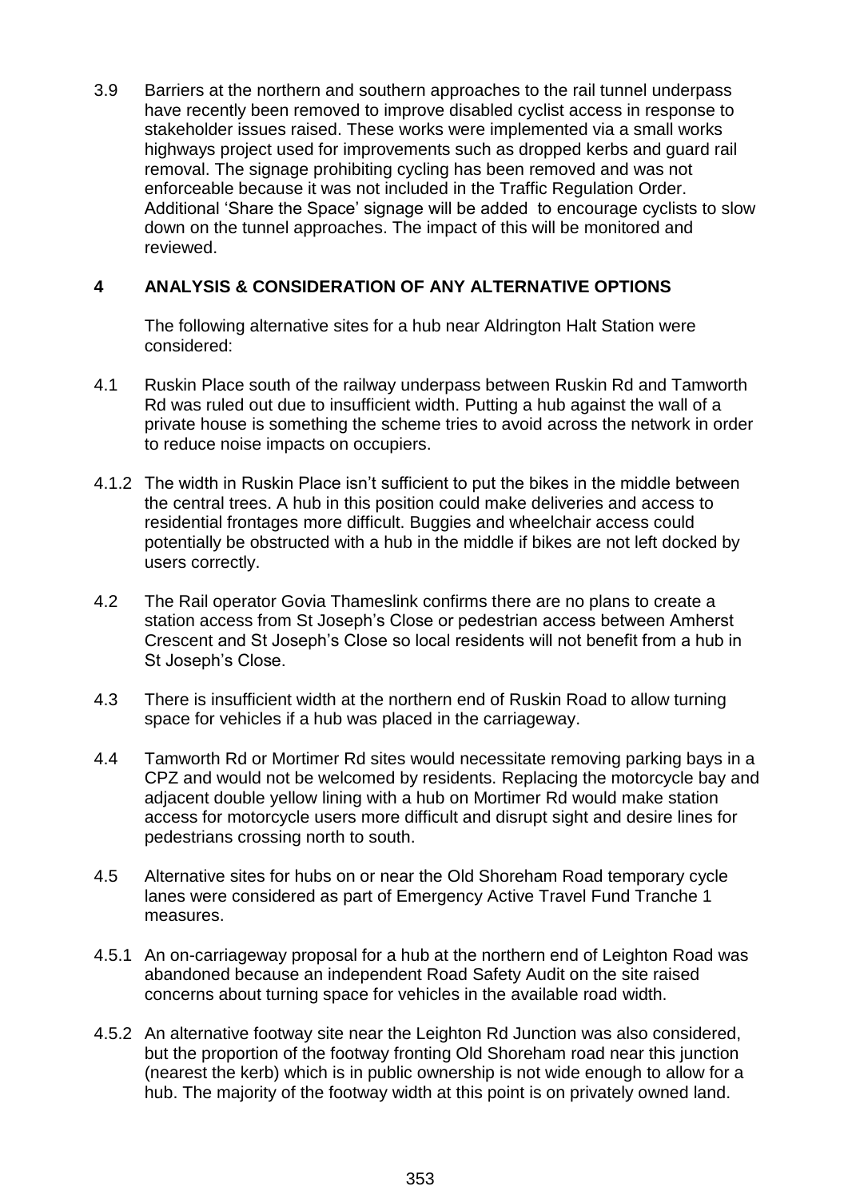3.9 Barriers at the northern and southern approaches to the rail tunnel underpass have recently been removed to improve disabled cyclist access in response to stakeholder issues raised. These works were implemented via a small works highways project used for improvements such as dropped kerbs and guard rail removal. The signage prohibiting cycling has been removed and was not enforceable because it was not included in the Traffic Regulation Order. Additional 'Share the Space' signage will be added to encourage cyclists to slow down on the tunnel approaches. The impact of this will be monitored and reviewed.

## 4 ANALYSIS & CONSIDERATION OF ANY ALTERNATIVE OPTIONS

The following alternative sites for a hub near Aldrington Halt Station were considered:

4.1 Ruskin Place south of the railway underpass between Ruskin Rd and Tamworth Rd was ruled out due to insufficient width. Putting a hub against the wall of a private house is something the scheme tries to avoid across the network in order to reduce noise impacts on occupiers.

4.1.2 The width in Ruskin Place isn't sufficient to put the bikes in the middle between the central trees. A hub in this position could make deliveries and access to residential frontages more difficult. Buggies and wheelchair access could potentially be obstructed with a hub in the middle if bikes are not left docked by users correctly.

4.2 The Rail operator Govia Thameslink confirms there are no plans to create a station access from St Joseph's Close or pedestrian access between Amherst Crescent and St Joseph's Close so local residents will not benefit from a hub in St Joseph's Close.

4.3 There is insufficient width at the northern end of Ruskin Road to allow turning space for vehicles if a hub was placed in the carriageway.

4.4 Tamworth Rd or Mortimer Rd sites would necessitate removing parking bays in a CPZ and would not be welcomed by residents. Replacing the motorcycle bay and adjacent double yellow lining with a hub on Mortimer Rd would make station access for motorcycle users more difficult and disrupt sight and desire lines for pedestrians crossing north to south.

4.5 Alternative sites for hubs on or near the Old Shoreham Road temporary cycle lanes were considered as part of Emergency Active Travel Fund Tranche 1 measures.

4.5.1 An on-carriageway proposal for a hub at the northern end of Leighton Road was abandoned because an independent Road Safety Audit on the site raised concerns about turning space for vehicles in the available road width.

4.5.2 An alternative footway site near the Leighton Rd Junction was also considered, but the proportion of the footway fronting Old Shoreham road near this junction (nearest the kerb) which is in public ownership is not wide enough to allow for a hub. The majority of the footway width at this point is on privately owned land.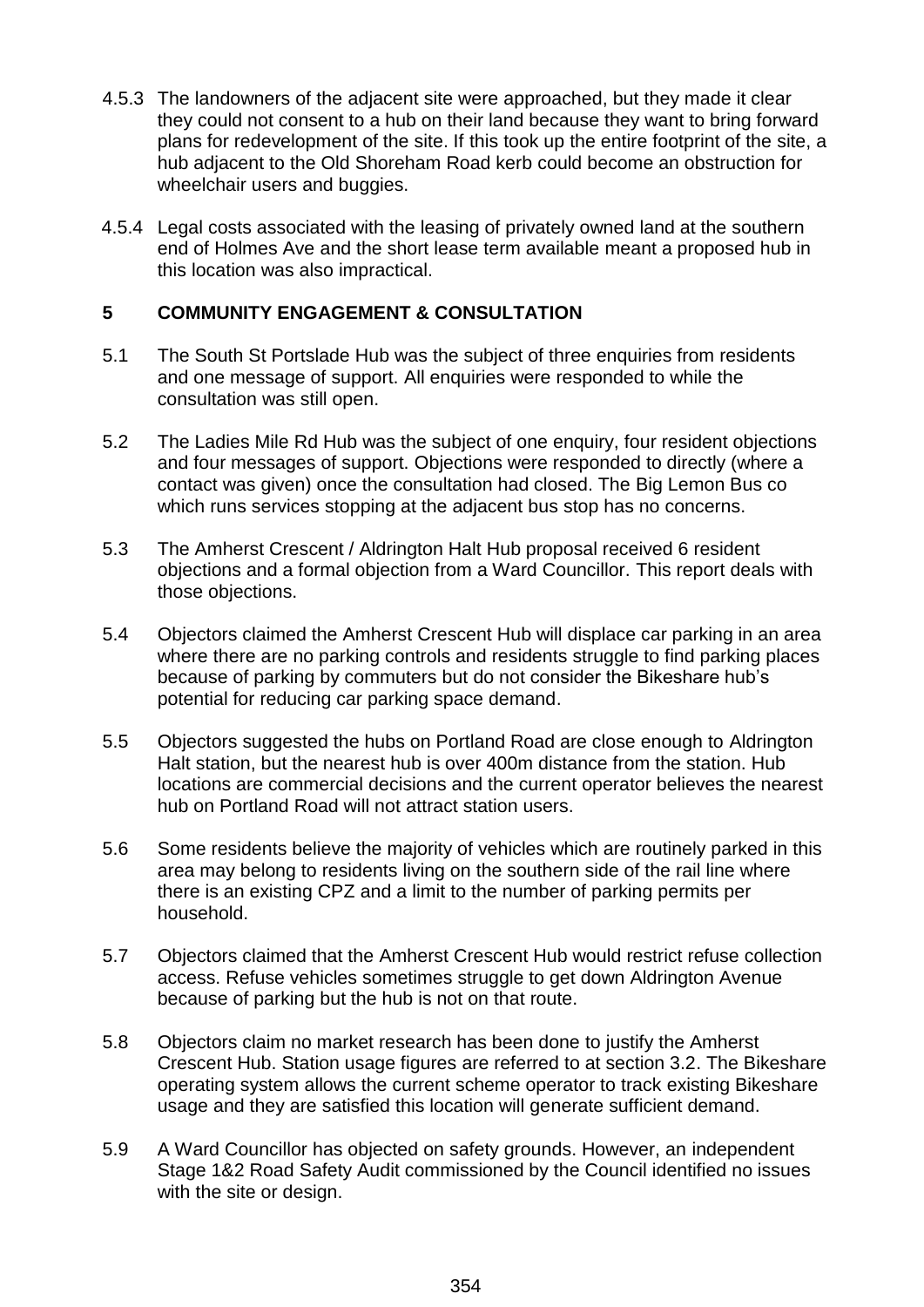4.5.3 The landowners of the adjacent site were approached, but they made it clear they could not consent to a hub on their land because they want to bring forward plans for redevelopment of the site. If this took up the entire footprint of the site, a hub adjacent to the Old Shoreham Road kerb could become an obstruction for wheelchair users and buggies.

4.5.4 Legal costs associated with the leasing of privately owned land at the southern end of Holmes Ave and the short lease term available meant a proposed hub in this location was also impractical.

## 5 COMMUNITY ENGAGEMENT & CONSULTATION

5.1 The South St Portslade Hub was the subject of three enquiries from residents and one message of support. All enquiries were responded to while the consultation was still open.

5.2 The Ladies Mile Rd Hub was the subject of one enquiry, four resident objections and four messages of support. Objections were responded to directly (where a contact was given) once the consultation had closed. The Big Lemon Bus co which runs services stopping at the adjacent bus stop has no concerns.

5.3 The Amherst Crescent / Aldrington Halt Hub proposal received 6 resident objections and a formal objection from a Ward Councillor. This report deals with those objections.

5.4 Objectors claimed the Amherst Crescent Hub will displace car parking in an area where there are no parking controls and residents struggle to find parking places because of parking by commuters but do not consider the Bikeshare hub's potential for reducing car parking space demand.

5.5 Objectors suggested the hubs on Portland Road are close enough to Aldrington Halt station, but the nearest hub is over 400m distance from the station. Hub locations are commercial decisions and the current operator believes the nearest hub on Portland Road will not attract station users.

5.6 Some residents believe the majority of vehicles which are routinely parked in this area may belong to residents living on the southern side of the rail line where there is an existing CPZ and a limit to the number of parking permits per household.

5.7 Objectors claimed that the Amherst Crescent Hub would restrict refuse collection access. Refuse vehicles sometimes struggle to get down Aldrington Avenue because of parking but the hub is not on that route.

5.8 Objectors claim no market research has been done to justify the Amherst Crescent Hub. Station usage figures are referred to at section 3.2. The Bikeshare operating system allows the current scheme operator to track existing Bikeshare usage and they are satisfied this location will generate sufficient demand.

5.9 A Ward Councillor has objected on safety grounds. However, an independent Stage 1&2 Road Safety Audit commissioned by the Council identified no issues with the site or design.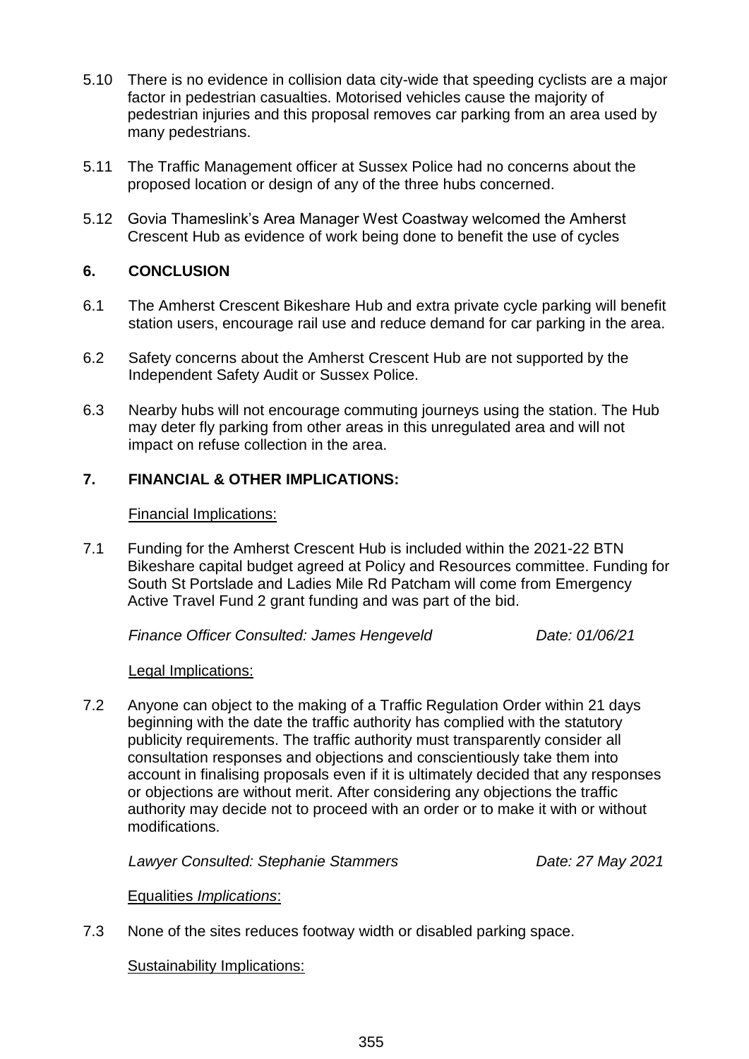5.10 There is no evidence in collision data city-wide that speeding cyclists are a major factor in pedestrian casualties. Motorised vehicles cause the majority of pedestrian injuries and this proposal removes car parking from an area used by many pedestrians.

5.11 The Traffic Management officer at Sussex Police had no concerns about the proposed location or design of any of the three hubs concerned.

5.12 Govia Thameslink's Area Manager West Coastway welcomed the Amherst Crescent Hub as evidence of work being done to benefit the use of cycles

## 6. CONCLUSION

6.1 The Amherst Crescent Bikeshare Hub and extra private cycle parking will benefit station users, encourage rail use and reduce demand for car parking in the area.

6.2 Safety concerns about the Amherst Crescent Hub are not supported by the Independent Safety Audit or Sussex Police.

6.3 Nearby hubs will not encourage commuting journeys using the station. The Hub may deter fly parking from other areas in this unregulated area and will not impact on refuse collection in the area.

## 7. FINANCIAL & OTHER IMPLICATIONS:

Financial Implications:

7.1 Funding for the Amherst Crescent Hub is included within the 2021-22 BTN Bikeshare capital budget agreed at Policy and Resources committee. Funding for South St Portslade and Ladies Mile Rd Patcham will come from Emergency Active Travel Fund 2 grant funding and was part of the bid.

*Finance Officer Consulted: James Hengeveld* *Date: 01/06/21*

Legal Implications:

7.2 Anyone can object to the making of a Traffic Regulation Order within 21 days beginning with the date the traffic authority has complied with the statutory publicity requirements. The traffic authority must transparently consider all consultation responses and objections and conscientiously take them into account in finalising proposals even if it is ultimately decided that any responses or objections are without merit. After considering any objections the traffic authority may decide not to proceed with an order or to make it with or without modifications.

*Lawyer Consulted: Stephanie Stammers* *Date: 27 May 2021*

Equalities *Implications*:

7.3 None of the sites reduces footway width or disabled parking space.

Sustainability Implications: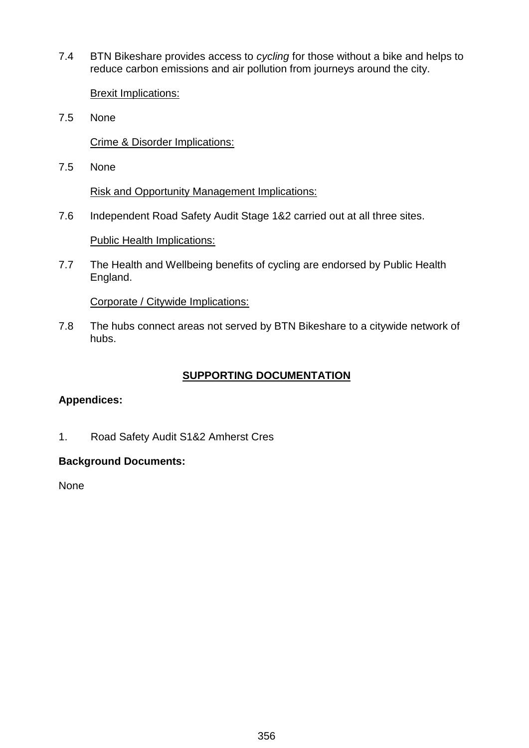7.4 BTN Bikeshare provides access to *cycling* for those without a bike and helps to reduce carbon emissions and air pollution from journeys around the city.

Brexit Implications:

7.5 None

Crime & Disorder Implications:

7.5 None

Risk and Opportunity Management Implications:

7.6 Independent Road Safety Audit Stage 1&2 carried out at all three sites.

Public Health Implications:

7.7 The Health and Wellbeing benefits of cycling are endorsed by Public Health England.

Corporate / Citywide Implications:

7.8 The hubs connect areas not served by BTN Bikeshare to a citywide network of hubs.

## SUPPORTING DOCUMENTATION

**Appendices:**

1. Road Safety Audit S1&2 Amherst Cres

**Background Documents:**

None